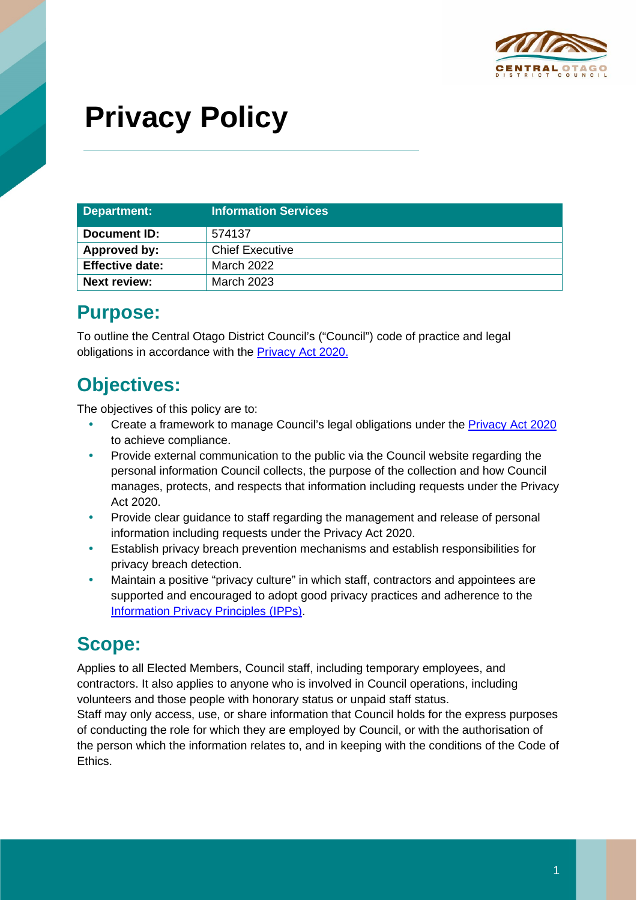# Privacy Policy

| Department: | Information Services |
| --- | --- |
| **Document ID:** | 574137 |
| **Approved by:** | Chief Executive |
| **Effective date:** | March 2022 |
| **Next review:** | March 2023 |

## Purpose:

To outline the Central Otago District Council's ("Council") code of practice and legal obligations in accordance with the [Privacy Act 2020.]

## Objectives:

The objectives of this policy are to:

- Create a framework to manage Council's legal obligations under the [Privacy Act 2020] to achieve compliance.
- Provide external communication to the public via the Council website regarding the personal information Council collects, the purpose of the collection and how Council manages, protects, and respects that information including requests under the Privacy Act 2020.
- Provide clear guidance to staff regarding the management and release of personal information including requests under the Privacy Act 2020.
- Establish privacy breach prevention mechanisms and establish responsibilities for privacy breach detection.
- Maintain a positive "privacy culture" in which staff, contractors and appointees are supported and encouraged to adopt good privacy practices and adherence to the [Information Privacy Principles (IPPs)].

## Scope:

Applies to all Elected Members, Council staff, including temporary employees, and contractors. It also applies to anyone who is involved in Council operations, including volunteers and those people with honorary status or unpaid staff status.

Staff may only access, use, or share information that Council holds for the express purposes of conducting the role for which they are employed by Council, or with the authorisation of the person which the information relates to, and in keeping with the conditions of the Code of Ethics.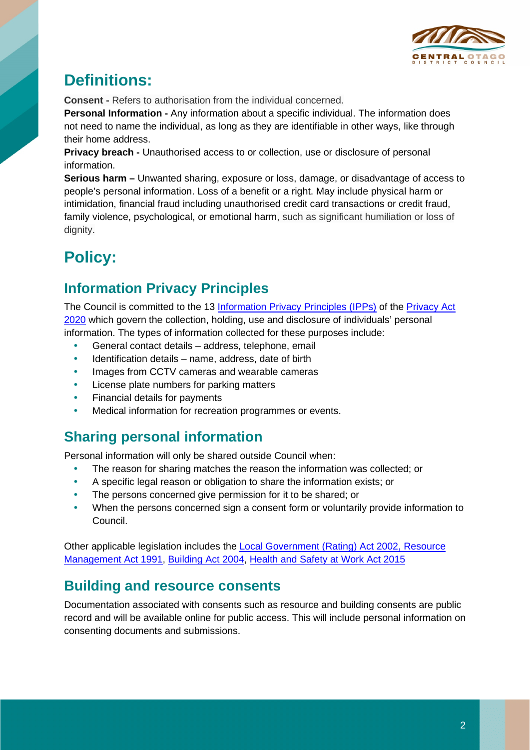# Definitions:

**Consent -** Refers to authorisation from the individual concerned.

**Personal Information -** Any information about a specific individual. The information does not need to name the individual, as long as they are identifiable in other ways, like through their home address.

**Privacy breach -** Unauthorised access to or collection, use or disclosure of personal information.

**Serious harm –** Unwanted sharing, exposure or loss, damage, or disadvantage of access to people's personal information. Loss of a benefit or a right. May include physical harm or intimidation, financial fraud including unauthorised credit card transactions or credit fraud, family violence, psychological, or emotional harm, such as significant humiliation or loss of dignity.

# Policy:

## Information Privacy Principles

The Council is committed to the 13 Information Privacy Principles (IPPs) of the Privacy Act 2020 which govern the collection, holding, use and disclosure of individuals' personal information. The types of information collected for these purposes include:

- General contact details – address, telephone, email
- Identification details – name, address, date of birth
- Images from CCTV cameras and wearable cameras
- License plate numbers for parking matters
- Financial details for payments
- Medical information for recreation programmes or events.

## Sharing personal information

Personal information will only be shared outside Council when:

- The reason for sharing matches the reason the information was collected; or
- A specific legal reason or obligation to share the information exists; or
- The persons concerned give permission for it to be shared; or
- When the persons concerned sign a consent form or voluntarily provide information to Council.

Other applicable legislation includes the Local Government (Rating) Act 2002, Resource Management Act 1991, Building Act 2004, Health and Safety at Work Act 2015

## Building and resource consents

Documentation associated with consents such as resource and building consents are public record and will be available online for public access. This will include personal information on consenting documents and submissions.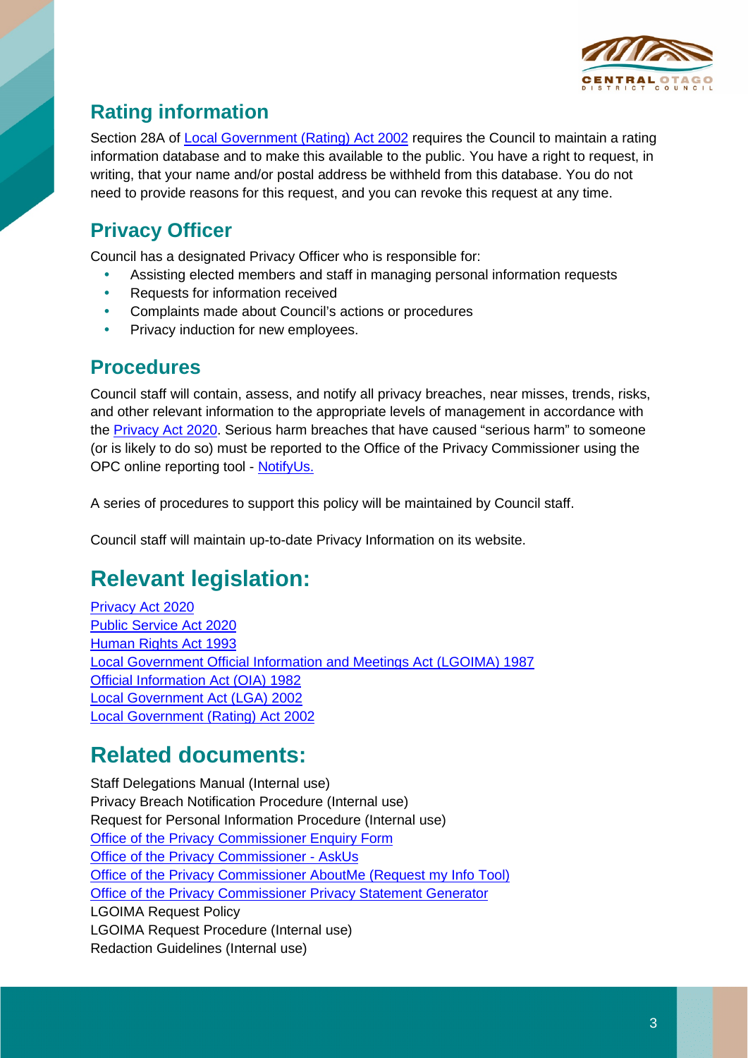## Rating information

Section 28A of Local Government (Rating) Act 2002 requires the Council to maintain a rating information database and to make this available to the public. You have a right to request, in writing, that your name and/or postal address be withheld from this database. You do not need to provide reasons for this request, and you can revoke this request at any time.

## Privacy Officer

Council has a designated Privacy Officer who is responsible for:

- Assisting elected members and staff in managing personal information requests
- Requests for information received
- Complaints made about Council's actions or procedures
- Privacy induction for new employees.

## Procedures

Council staff will contain, assess, and notify all privacy breaches, near misses, trends, risks, and other relevant information to the appropriate levels of management in accordance with the Privacy Act 2020. Serious harm breaches that have caused "serious harm" to someone (or is likely to do so) must be reported to the Office of the Privacy Commissioner using the OPC online reporting tool - NotifyUs.

A series of procedures to support this policy will be maintained by Council staff.

Council staff will maintain up-to-date Privacy Information on its website.

# Relevant legislation:

Privacy Act 2020
Public Service Act 2020
Human Rights Act 1993
Local Government Official Information and Meetings Act (LGOIMA) 1987
Official Information Act (OIA) 1982
Local Government Act (LGA) 2002
Local Government (Rating) Act 2002

# Related documents:

Staff Delegations Manual (Internal use)
Privacy Breach Notification Procedure (Internal use)
Request for Personal Information Procedure (Internal use)
Office of the Privacy Commissioner Enquiry Form
Office of the Privacy Commissioner - AskUs
Office of the Privacy Commissioner AboutMe (Request my Info Tool)
Office of the Privacy Commissioner Privacy Statement Generator
LGOIMA Request Policy
LGOIMA Request Procedure (Internal use)
Redaction Guidelines (Internal use)